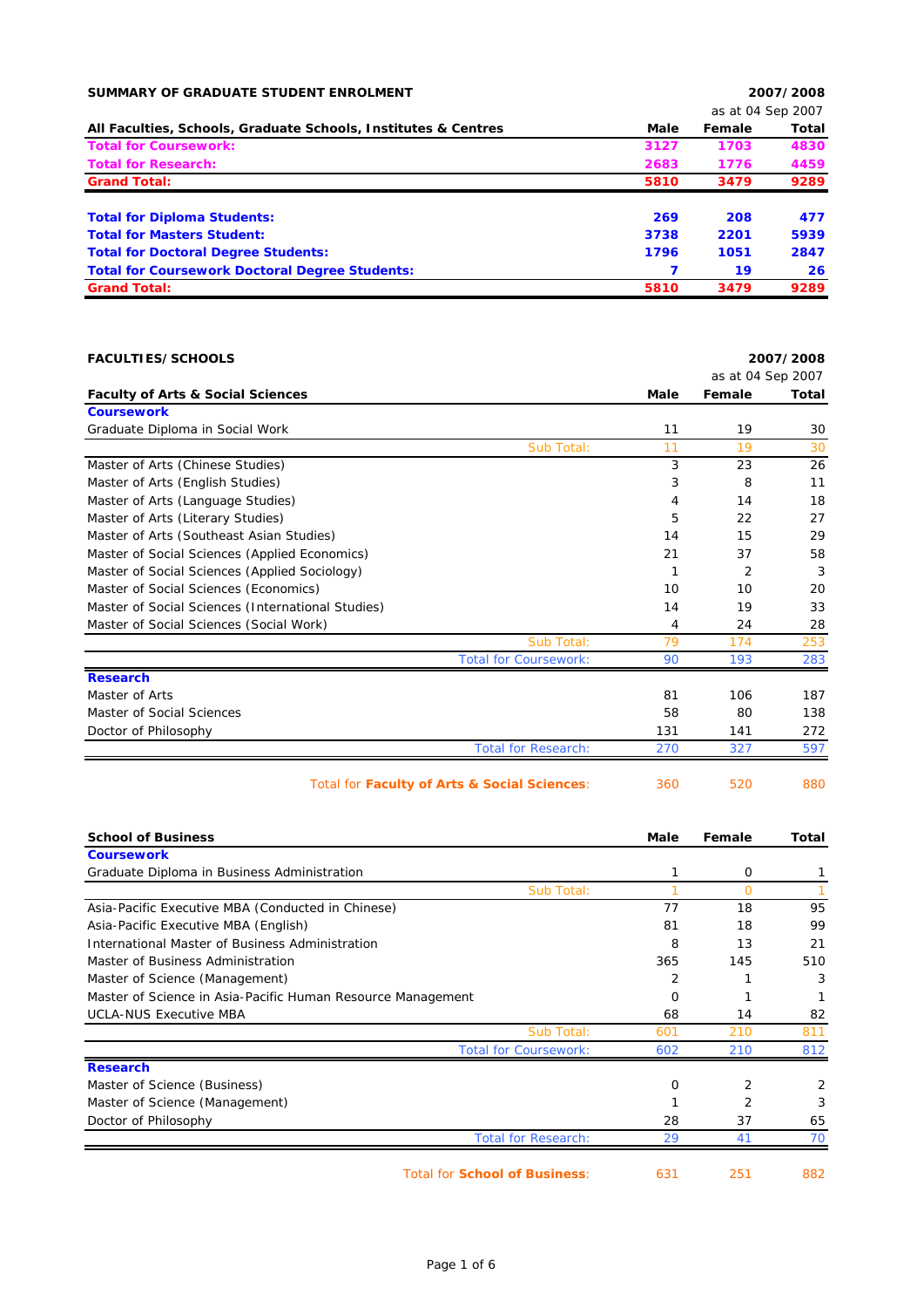## SUMMARY OF GRADUATE STUDENT ENROLMENT

2007/2008
as at 04 Sep 2007

| All Faculties, Schools, Graduate Schools, Institutes & Centres | Male | Female | Total |
|---|---|---|---|
| **Total for Coursework:** | **3127** | **1703** | **4830** |
| **Total for Research:** | **2683** | **1776** | **4459** |
| **Grand Total:** | **5810** | **3479** | **9289** |
| | | | |
| **Total for Diploma Students:** | **269** | **208** | **477** |
| **Total for Masters Student:** | **3738** | **2201** | **5939** |
| **Total for Doctoral Degree Students:** | **1796** | **1051** | **2847** |
| **Total for Coursework Doctoral Degree Students:** | **7** | **19** | **26** |
| **Grand Total:** | **5810** | **3479** | **9289** |

## FACULTIES/SCHOOLS

2007/2008
as at 04 Sep 2007

| Faculty of Arts & Social Sciences | Male | Female | Total |
|---|---|---|---|
| **Coursework** | | | |
| Graduate Diploma in Social Work | 11 | 19 | 30 |
| Sub Total: | 11 | 19 | 30 |
| Master of Arts (Chinese Studies) | 3 | 23 | 26 |
| Master of Arts (English Studies) | 3 | 8 | 11 |
| Master of Arts (Language Studies) | 4 | 14 | 18 |
| Master of Arts (Literary Studies) | 5 | 22 | 27 |
| Master of Arts (Southeast Asian Studies) | 14 | 15 | 29 |
| Master of Social Sciences (Applied Economics) | 21 | 37 | 58 |
| Master of Social Sciences (Applied Sociology) | 1 | 2 | 3 |
| Master of Social Sciences (Economics) | 10 | 10 | 20 |
| Master of Social Sciences (International Studies) | 14 | 19 | 33 |
| Master of Social Sciences (Social Work) | 4 | 24 | 28 |
| Sub Total: | 79 | 174 | 253 |
| Total for Coursework: | 90 | 193 | 283 |
| **Research** | | | |
| Master of Arts | 81 | 106 | 187 |
| Master of Social Sciences | 58 | 80 | 138 |
| Doctor of Philosophy | 131 | 141 | 272 |
| Total for Research: | 270 | 327 | 597 |
| Total for **Faculty of Arts & Social Sciences**: | 360 | 520 | 880 |

| School of Business | Male | Female | Total |
|---|---|---|---|
| **Coursework** | | | |
| Graduate Diploma in Business Administration | 1 | 0 | 1 |
| Sub Total: | 1 | 0 | 1 |
| Asia-Pacific Executive MBA (Conducted in Chinese) | 77 | 18 | 95 |
| Asia-Pacific Executive MBA (English) | 81 | 18 | 99 |
| International Master of Business Administration | 8 | 13 | 21 |
| Master of Business Administration | 365 | 145 | 510 |
| Master of Science (Management) | 2 | 1 | 3 |
| Master of Science in Asia-Pacific Human Resource Management | 0 | 1 | 1 |
| UCLA-NUS Executive MBA | 68 | 14 | 82 |
| Sub Total: | 601 | 210 | 811 |
| Total for Coursework: | 602 | 210 | 812 |
| **Research** | | | |
| Master of Science (Business) | 0 | 2 | 2 |
| Master of Science (Management) | 1 | 2 | 3 |
| Doctor of Philosophy | 28 | 37 | 65 |
| Total for Research: | 29 | 41 | 70 |
| Total for **School of Business**: | 631 | 251 | 882 |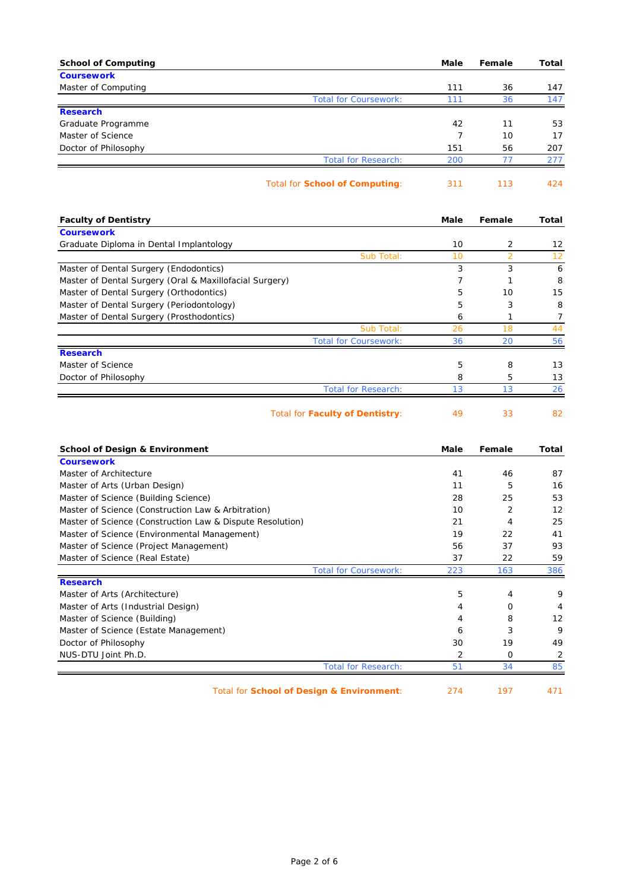| School of Computing | Male | Female | Total |
|---|---|---|---|
| **Coursework** | | | |
| Master of Computing | 111 | 36 | 147 |
| Total for Coursework: | 111 | 36 | 147 |
| **Research** | | | |
| Graduate Programme | 42 | 11 | 53 |
| Master of Science | 7 | 10 | 17 |
| Doctor of Philosophy | 151 | 56 | 207 |
| Total for Research: | 200 | 77 | 277 |
| Total for **School of Computing**: | 311 | 113 | 424 |

| Faculty of Dentistry | Male | Female | Total |
|---|---|---|---|
| **Coursework** | | | |
| Graduate Diploma in Dental Implantology | 10 | 2 | 12 |
| Sub Total: | 10 | 2 | 12 |
| Master of Dental Surgery (Endodontics) | 3 | 3 | 6 |
| Master of Dental Surgery (Oral & Maxillofacial Surgery) | 7 | 1 | 8 |
| Master of Dental Surgery (Orthodontics) | 5 | 10 | 15 |
| Master of Dental Surgery (Periodontology) | 5 | 3 | 8 |
| Master of Dental Surgery (Prosthodontics) | 6 | 1 | 7 |
| Sub Total: | 26 | 18 | 44 |
| Total for Coursework: | 36 | 20 | 56 |
| **Research** | | | |
| Master of Science | 5 | 8 | 13 |
| Doctor of Philosophy | 8 | 5 | 13 |
| Total for Research: | 13 | 13 | 26 |
| Total for **Faculty of Dentistry**: | 49 | 33 | 82 |

| School of Design & Environment | Male | Female | Total |
|---|---|---|---|
| **Coursework** | | | |
| Master of Architecture | 41 | 46 | 87 |
| Master of Arts (Urban Design) | 11 | 5 | 16 |
| Master of Science (Building Science) | 28 | 25 | 53 |
| Master of Science (Construction Law & Arbitration) | 10 | 2 | 12 |
| Master of Science (Construction Law & Dispute Resolution) | 21 | 4 | 25 |
| Master of Science (Environmental Management) | 19 | 22 | 41 |
| Master of Science (Project Management) | 56 | 37 | 93 |
| Master of Science (Real Estate) | 37 | 22 | 59 |
| Total for Coursework: | 223 | 163 | 386 |
| **Research** | | | |
| Master of Arts (Architecture) | 5 | 4 | 9 |
| Master of Arts (Industrial Design) | 4 | 0 | 4 |
| Master of Science (Building) | 4 | 8 | 12 |
| Master of Science (Estate Management) | 6 | 3 | 9 |
| Doctor of Philosophy | 30 | 19 | 49 |
| NUS-DTU Joint Ph.D. | 2 | 0 | 2 |
| Total for Research: | 51 | 34 | 85 |
| Total for **School of Design & Environment**: | 274 | 197 | 471 |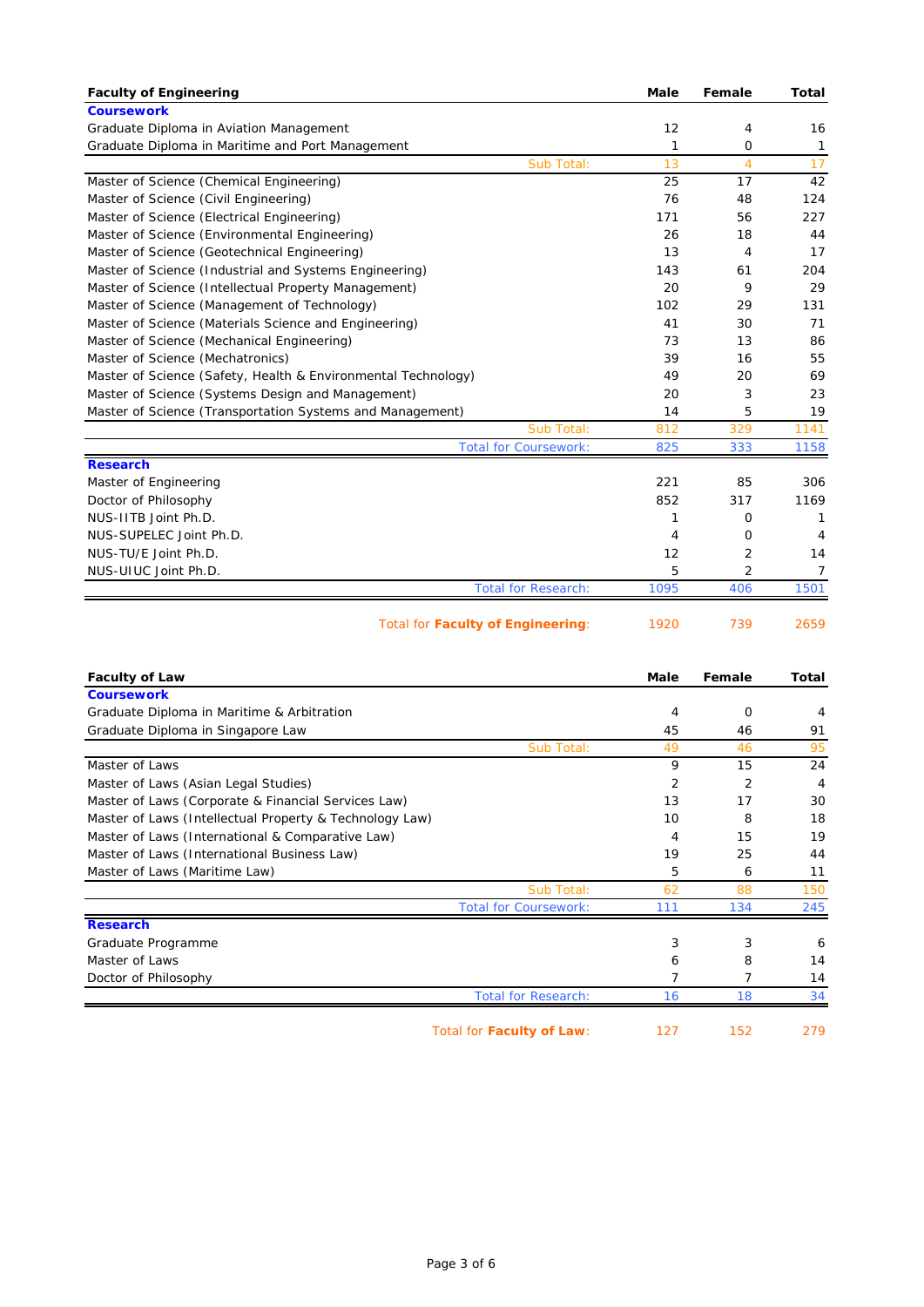| Faculty of Engineering | Male | Female | Total |
|---|---|---|---|
| **Coursework** | | | |
| Graduate Diploma in Aviation Management | 12 | 4 | 16 |
| Graduate Diploma in Maritime and Port Management | 1 | 0 | 1 |
| Sub Total: | 13 | 4 | 17 |
| Master of Science (Chemical Engineering) | 25 | 17 | 42 |
| Master of Science (Civil Engineering) | 76 | 48 | 124 |
| Master of Science (Electrical Engineering) | 171 | 56 | 227 |
| Master of Science (Environmental Engineering) | 26 | 18 | 44 |
| Master of Science (Geotechnical Engineering) | 13 | 4 | 17 |
| Master of Science (Industrial and Systems Engineering) | 143 | 61 | 204 |
| Master of Science (Intellectual Property Management) | 20 | 9 | 29 |
| Master of Science (Management of Technology) | 102 | 29 | 131 |
| Master of Science (Materials Science and Engineering) | 41 | 30 | 71 |
| Master of Science (Mechanical Engineering) | 73 | 13 | 86 |
| Master of Science (Mechatronics) | 39 | 16 | 55 |
| Master of Science (Safety, Health & Environmental Technology) | 49 | 20 | 69 |
| Master of Science (Systems Design and Management) | 20 | 3 | 23 |
| Master of Science (Transportation Systems and Management) | 14 | 5 | 19 |
| Sub Total: | 812 | 329 | 1141 |
| Total for Coursework: | 825 | 333 | 1158 |
| **Research** | | | |
| Master of Engineering | 221 | 85 | 306 |
| Doctor of Philosophy | 852 | 317 | 1169 |
| NUS-IITB Joint Ph.D. | 1 | 0 | 1 |
| NUS-SUPELEC Joint Ph.D. | 4 | 0 | 4 |
| NUS-TU/E Joint Ph.D. | 12 | 2 | 14 |
| NUS-UIUC Joint Ph.D. | 5 | 2 | 7 |
| Total for Research: | 1095 | 406 | 1501 |
| Total for **Faculty of Engineering**: | 1920 | 739 | 2659 |

| Faculty of Law | Male | Female | Total |
|---|---|---|---|
| **Coursework** | | | |
| Graduate Diploma in Maritime & Arbitration | 4 | 0 | 4 |
| Graduate Diploma in Singapore Law | 45 | 46 | 91 |
| Sub Total: | 49 | 46 | 95 |
| Master of Laws | 9 | 15 | 24 |
| Master of Laws (Asian Legal Studies) | 2 | 2 | 4 |
| Master of Laws (Corporate & Financial Services Law) | 13 | 17 | 30 |
| Master of Laws (Intellectual Property & Technology Law) | 10 | 8 | 18 |
| Master of Laws (International & Comparative Law) | 4 | 15 | 19 |
| Master of Laws (International Business Law) | 19 | 25 | 44 |
| Master of Laws (Maritime Law) | 5 | 6 | 11 |
| Sub Total: | 62 | 88 | 150 |
| Total for Coursework: | 111 | 134 | 245 |
| **Research** | | | |
| Graduate Programme | 3 | 3 | 6 |
| Master of Laws | 6 | 8 | 14 |
| Doctor of Philosophy | 7 | 7 | 14 |
| Total for Research: | 16 | 18 | 34 |
| Total for **Faculty of Law**: | 127 | 152 | 279 |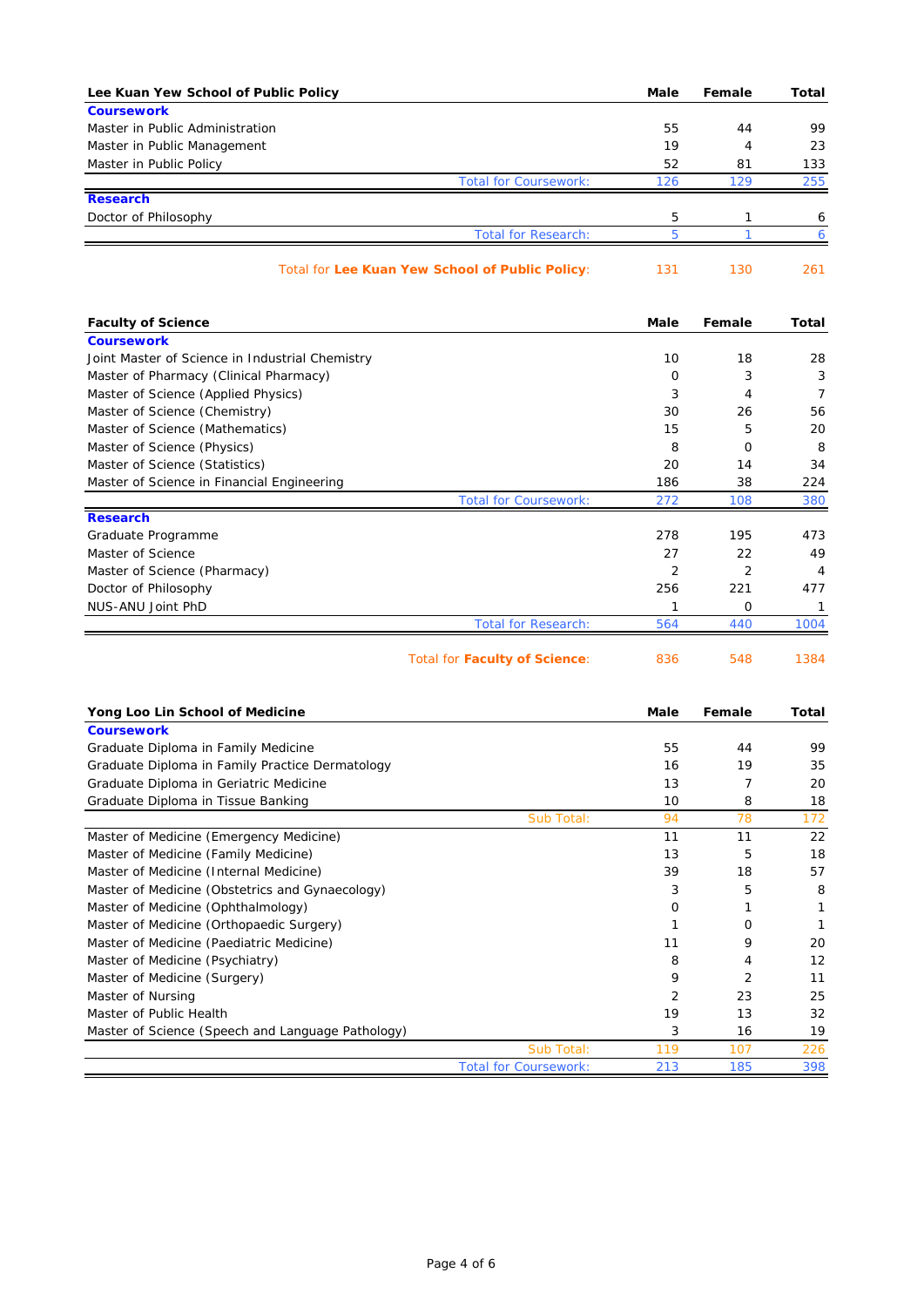| Lee Kuan Yew School of Public Policy | Male | Female | Total |
|---|---|---|---|
| **Coursework** | | | |
| Master in Public Administration | 55 | 44 | 99 |
| Master in Public Management | 19 | 4 | 23 |
| Master in Public Policy | 52 | 81 | 133 |
| Total for Coursework: | 126 | 129 | 255 |
| **Research** | | | |
| Doctor of Philosophy | 5 | 1 | 6 |
| Total for Research: | 5 | 1 | 6 |
| Total for **Lee Kuan Yew School of Public Policy**: | 131 | 130 | 261 |

| Faculty of Science | Male | Female | Total |
|---|---|---|---|
| **Coursework** | | | |
| Joint Master of Science in Industrial Chemistry | 10 | 18 | 28 |
| Master of Pharmacy (Clinical Pharmacy) | 0 | 3 | 3 |
| Master of Science (Applied Physics) | 3 | 4 | 7 |
| Master of Science (Chemistry) | 30 | 26 | 56 |
| Master of Science (Mathematics) | 15 | 5 | 20 |
| Master of Science (Physics) | 8 | 0 | 8 |
| Master of Science (Statistics) | 20 | 14 | 34 |
| Master of Science in Financial Engineering | 186 | 38 | 224 |
| Total for Coursework: | 272 | 108 | 380 |
| **Research** | | | |
| Graduate Programme | 278 | 195 | 473 |
| Master of Science | 27 | 22 | 49 |
| Master of Science (Pharmacy) | 2 | 2 | 4 |
| Doctor of Philosophy | 256 | 221 | 477 |
| NUS-ANU Joint PhD | 1 | 0 | 1 |
| Total for Research: | 564 | 440 | 1004 |
| Total for **Faculty of Science**: | 836 | 548 | 1384 |

| Yong Loo Lin School of Medicine | Male | Female | Total |
|---|---|---|---|
| **Coursework** | | | |
| Graduate Diploma in Family Medicine | 55 | 44 | 99 |
| Graduate Diploma in Family Practice Dermatology | 16 | 19 | 35 |
| Graduate Diploma in Geriatric Medicine | 13 | 7 | 20 |
| Graduate Diploma in Tissue Banking | 10 | 8 | 18 |
| Sub Total: | 94 | 78 | 172 |
| Master of Medicine (Emergency Medicine) | 11 | 11 | 22 |
| Master of Medicine (Family Medicine) | 13 | 5 | 18 |
| Master of Medicine (Internal Medicine) | 39 | 18 | 57 |
| Master of Medicine (Obstetrics and Gynaecology) | 3 | 5 | 8 |
| Master of Medicine (Ophthalmology) | 0 | 1 | 1 |
| Master of Medicine (Orthopaedic Surgery) | 1 | 0 | 1 |
| Master of Medicine (Paediatric Medicine) | 11 | 9 | 20 |
| Master of Medicine (Psychiatry) | 8 | 4 | 12 |
| Master of Medicine (Surgery) | 9 | 2 | 11 |
| Master of Nursing | 2 | 23 | 25 |
| Master of Public Health | 19 | 13 | 32 |
| Master of Science (Speech and Language Pathology) | 3 | 16 | 19 |
| Sub Total: | 119 | 107 | 226 |
| Total for Coursework: | 213 | 185 | 398 |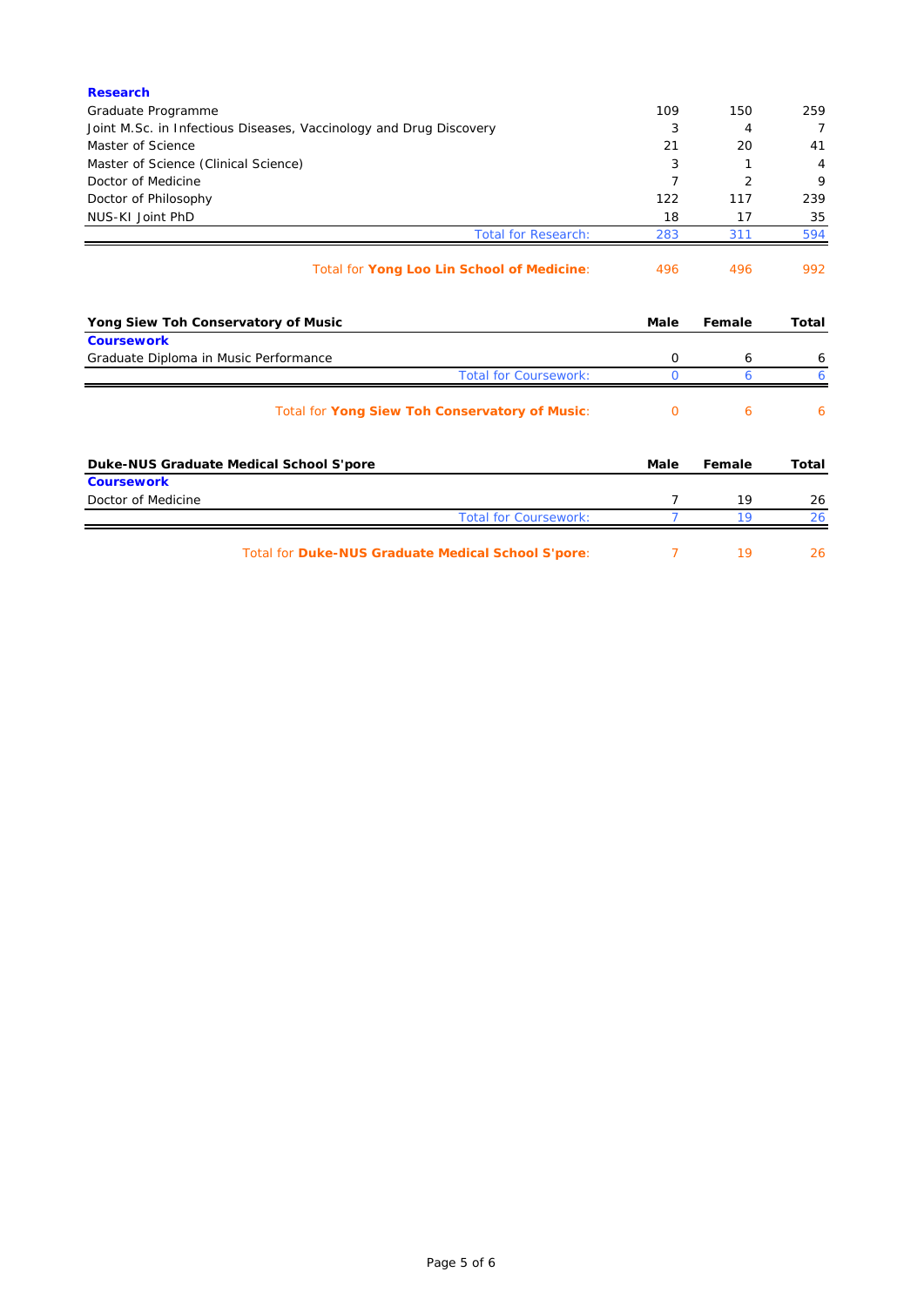| **Research** | | | |
|---|---|---|---|
| Graduate Programme | 109 | 150 | 259 |
| Joint M.Sc. in Infectious Diseases, Vaccinology and Drug Discovery | 3 | 4 | 7 |
| Master of Science | 21 | 20 | 41 |
| Master of Science (Clinical Science) | 3 | 1 | 4 |
| Doctor of Medicine | 7 | 2 | 9 |
| Doctor of Philosophy | 122 | 117 | 239 |
| NUS-KI Joint PhD | 18 | 17 | 35 |
| Total for Research: | 283 | 311 | 594 |
| Total for **Yong Loo Lin School of Medicine**: | 496 | 496 | 992 |

| Yong Siew Toh Conservatory of Music | Male | Female | Total |
|---|---|---|---|
| **Coursework** | | | |
| Graduate Diploma in Music Performance | 0 | 6 | 6 |
| Total for Coursework: | 0 | 6 | 6 |
| Total for **Yong Siew Toh Conservatory of Music**: | 0 | 6 | 6 |

| Duke-NUS Graduate Medical School S'pore | Male | Female | Total |
|---|---|---|---|
| **Coursework** | | | |
| Doctor of Medicine | 7 | 19 | 26 |
| Total for Coursework: | 7 | 19 | 26 |
| Total for **Duke-NUS Graduate Medical School S'pore**: | 7 | 19 | 26 |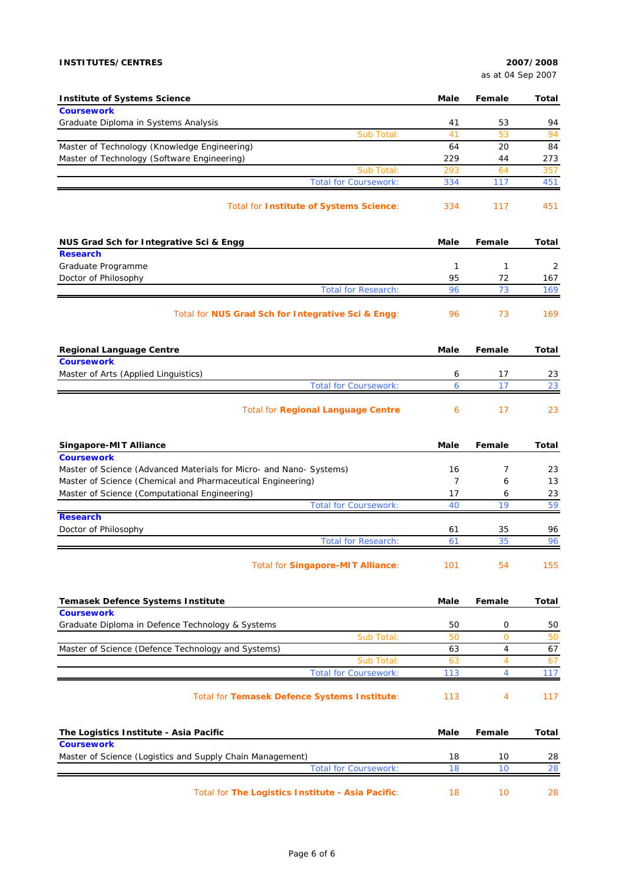**INSTITUTES/CENTRES**

**2007/2008**

as at 04 Sep 2007

| **Institute of Systems Science** | **Male** | **Female** | **Total** |
|---|---|---|---|
| **Coursework** | | | |
| Graduate Diploma in Systems Analysis | 41 | 53 | 94 |
| Sub Total: | 41 | 53 | 94 |
| Master of Technology (Knowledge Engineering) | 64 | 20 | 84 |
| Master of Technology (Software Engineering) | 229 | 44 | 273 |
| Sub Total: | 293 | 64 | 357 |
| Total for Coursework: | 334 | 117 | 451 |
| Total for **Institute of Systems Science**: | 334 | 117 | 451 |

| **NUS Grad Sch for Integrative Sci & Engg** | **Male** | **Female** | **Total** |
|---|---|---|---|
| **Research** | | | |
| Graduate Programme | 1 | 1 | 2 |
| Doctor of Philosophy | 95 | 72 | 167 |
| Total for Research: | 96 | 73 | 169 |
| Total for **NUS Grad Sch for Integrative Sci & Engg**: | 96 | 73 | 169 |

| **Regional Language Centre** | **Male** | **Female** | **Total** |
|---|---|---|---|
| **Coursework** | | | |
| Master of Arts (Applied Linguistics) | 6 | 17 | 23 |
| Total for Coursework: | 6 | 17 | 23 |
| Total for **Regional Language Centre** | 6 | 17 | 23 |

| **Singapore-MIT Alliance** | **Male** | **Female** | **Total** |
|---|---|---|---|
| **Coursework** | | | |
| Master of Science (Advanced Materials for Micro- and Nano- Systems) | 16 | 7 | 23 |
| Master of Science (Chemical and Pharmaceutical Engineering) | 7 | 6 | 13 |
| Master of Science (Computational Engineering) | 17 | 6 | 23 |
| Total for Coursework: | 40 | 19 | 59 |
| **Research** | | | |
| Doctor of Philosophy | 61 | 35 | 96 |
| Total for Research: | 61 | 35 | 96 |
| Total for **Singapore-MIT Alliance**: | 101 | 54 | 155 |

| **Temasek Defence Systems Institute** | **Male** | **Female** | **Total** |
|---|---|---|---|
| **Coursework** | | | |
| Graduate Diploma in Defence Technology & Systems | 50 | 0 | 50 |
| Sub Total: | 50 | 0 | 50 |
| Master of Science (Defence Technology and Systems) | 63 | 4 | 67 |
| Sub Total: | 63 | 4 | 67 |
| Total for Coursework: | 113 | 4 | 117 |
| Total for **Temasek Defence Systems Institute**: | 113 | 4 | 117 |

| **The Logistics Institute - Asia Pacific** | **Male** | **Female** | **Total** |
|---|---|---|---|
| **Coursework** | | | |
| Master of Science (Logistics and Supply Chain Management) | 18 | 10 | 28 |
| Total for Coursework: | 18 | 10 | 28 |
| Total for **The Logistics Institute - Asia Pacific**: | 18 | 10 | 28 |